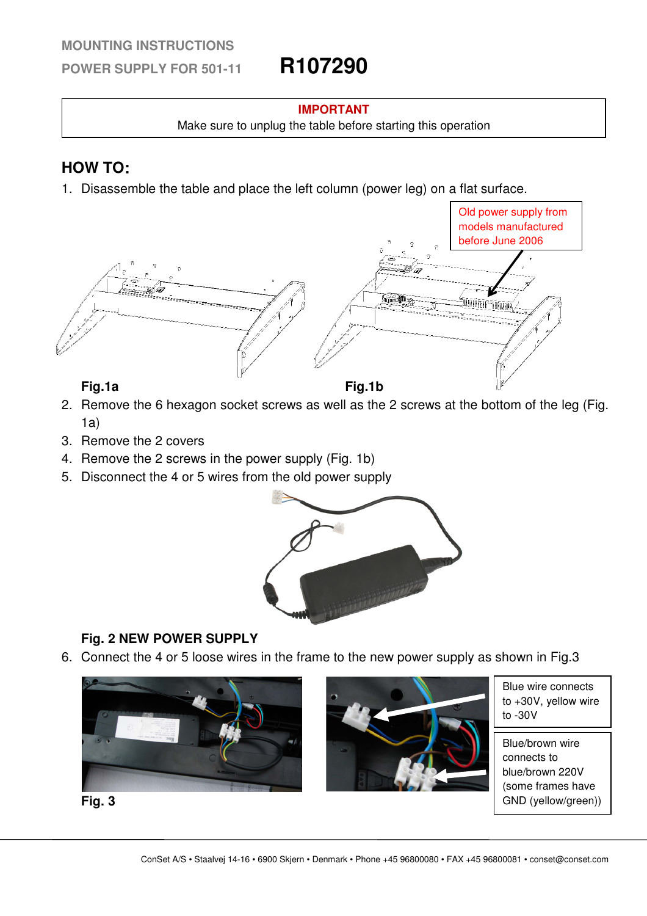MOUNTING INSTRUCTIONS

POWER SUPPLY FOR 501-11 **R107290**

| **IMPORTANT** |
|---|
| Make sure to unplug the table before starting this operation |

## HOW TO:

1. Disassemble the table and place the left column (power leg) on a flat surface.

Old power supply from models manufactured before June 2006

**Fig.1a** **Fig.1b**

2. Remove the 6 hexagon socket screws as well as the 2 screws at the bottom of the leg (Fig. 1a)
3. Remove the 2 covers
4. Remove the 2 screws in the power supply (Fig. 1b)
5. Disconnect the 4 or 5 wires from the old power supply

**Fig. 2 NEW POWER SUPPLY**

6. Connect the 4 or 5 loose wires in the frame to the new power supply as shown in Fig.3

**Fig. 3**

Blue wire connects to +30V, yellow wire to -30V

Blue/brown wire connects to blue/brown 220V (some frames have GND (yellow/green))

ConSet A/S • Staalvej 14-16 • 6900 Skjern • Denmark • Phone +45 96800080 • FAX +45 96800081 • conset@conset.com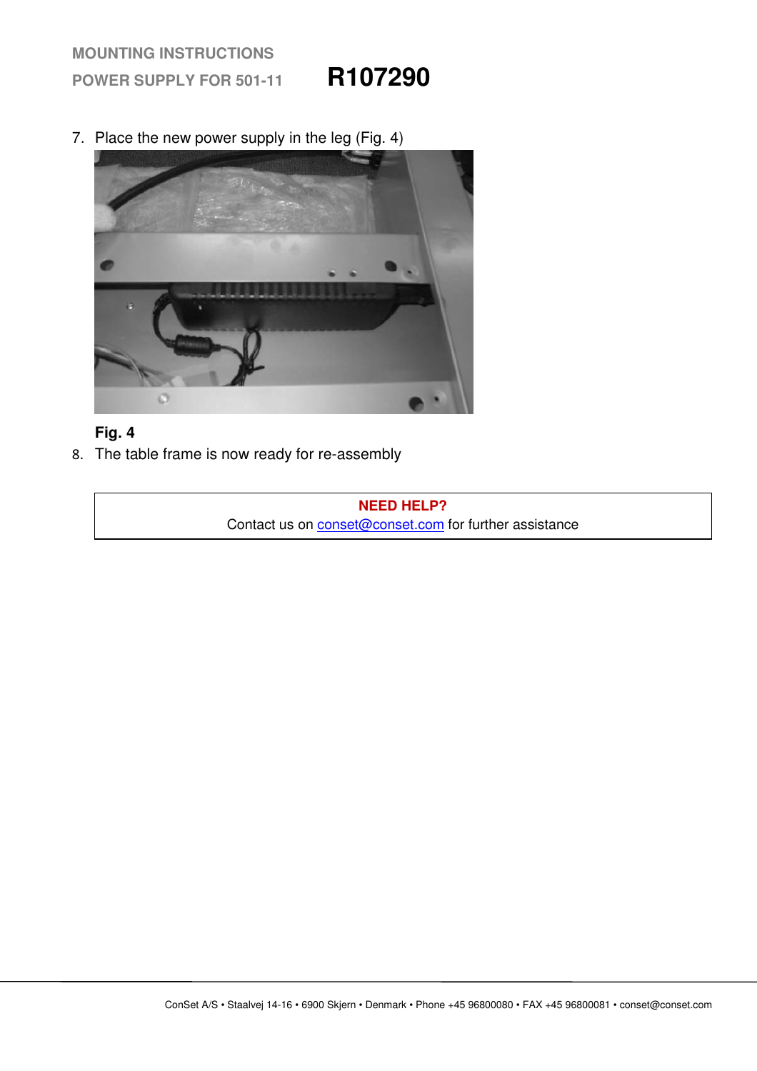7. Place the new power supply in the leg (Fig. 4)

**Fig. 4**

8. The table frame is now ready for re-assembly

**NEED HELP?**
Contact us on conset@conset.com for further assistance